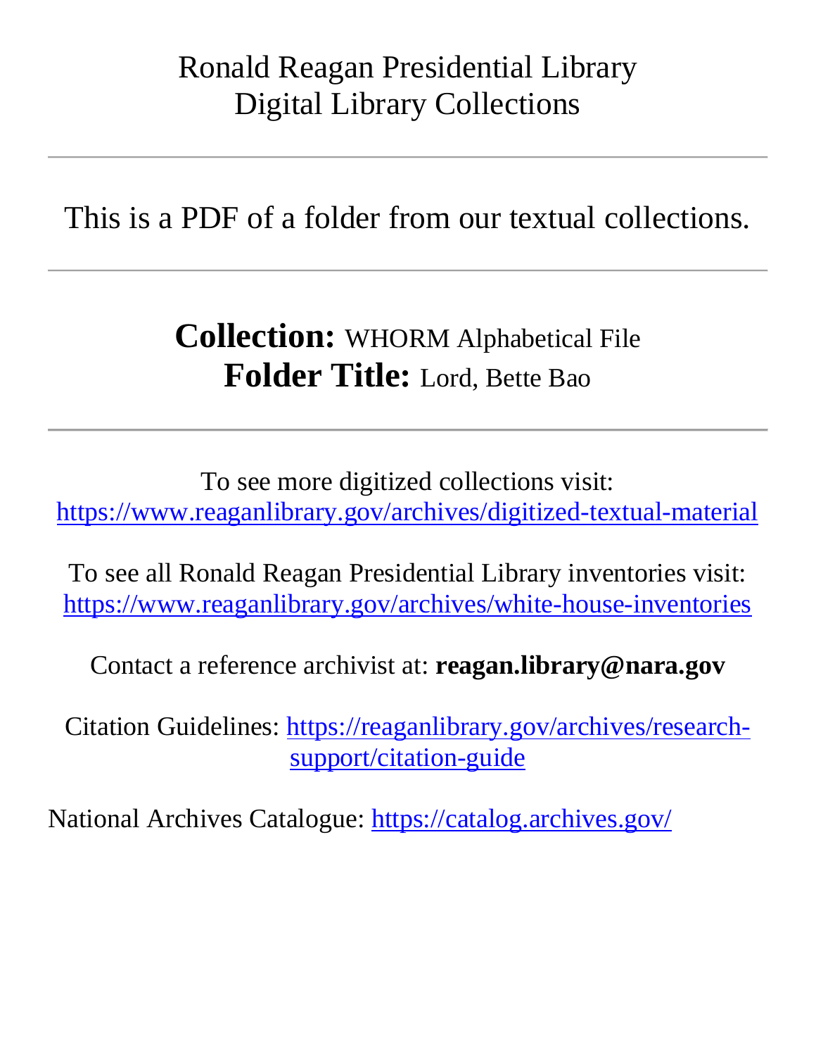# Ronald Reagan Presidential Library
# Digital Library Collections

---

This is a PDF of a folder from our textual collections.

---

**Collection:** WHORM Alphabetical File
**Folder Title:** Lord, Bette Bao

---

To see more digitized collections visit:
https://www.reaganlibrary.gov/archives/digitized-textual-material

To see all Ronald Reagan Presidential Library inventories visit:
https://www.reaganlibrary.gov/archives/white-house-inventories

Contact a reference archivist at: **reagan.library@nara.gov**

Citation Guidelines: https://reaganlibrary.gov/archives/research-support/citation-guide

National Archives Catalogue: https://catalog.archives.gov/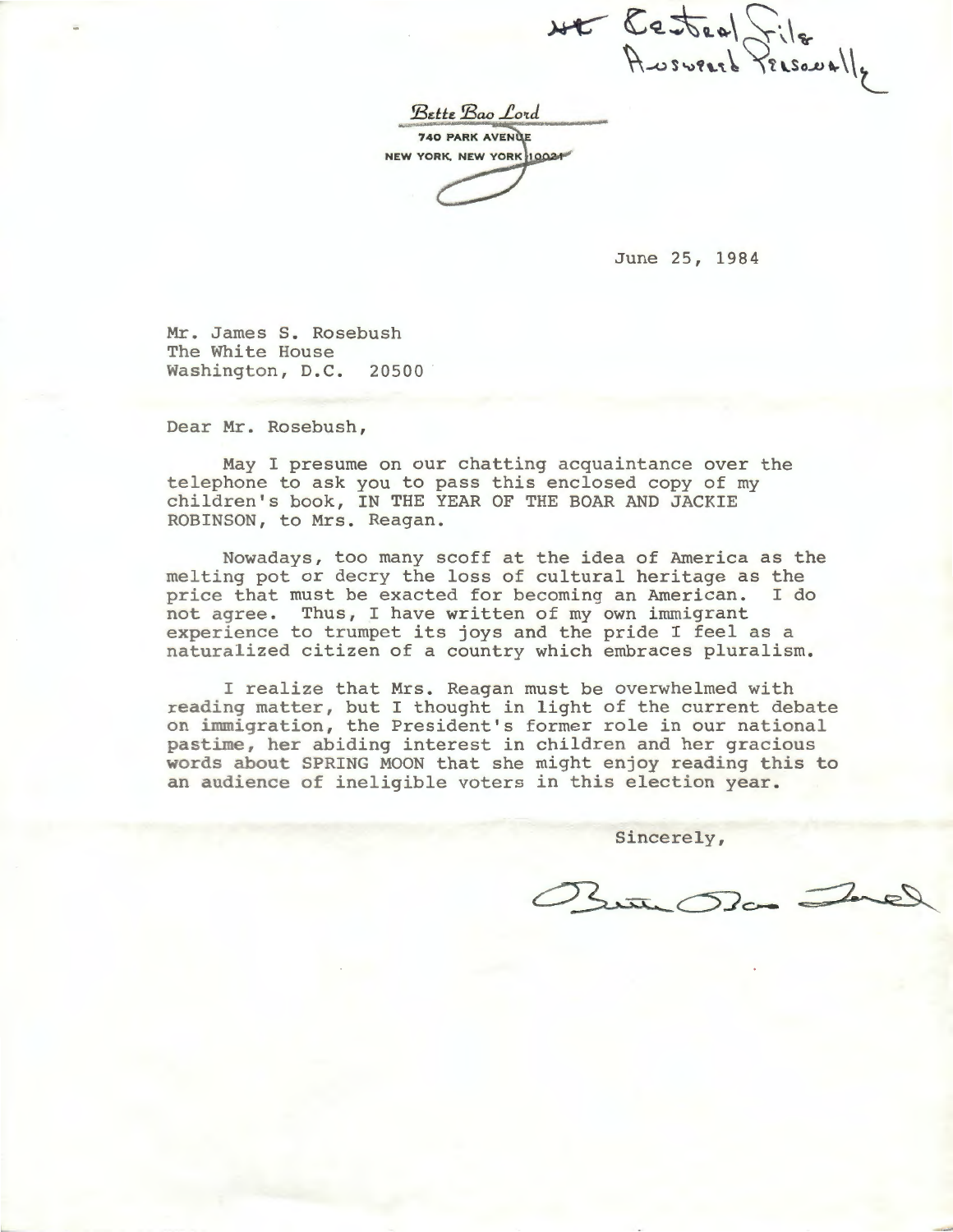xt Central File
Answered Personally

*Bette Bao Lord*
740 PARK AVENUE
NEW YORK, NEW YORK 10021

June 25, 1984

Mr. James S. Rosebush
The White House
Washington, D.C. 20500

Dear Mr. Rosebush,

May I presume on our chatting acquaintance over the telephone to ask you to pass this enclosed copy of my children's book, IN THE YEAR OF THE BOAR AND JACKIE ROBINSON, to Mrs. Reagan.

Nowadays, too many scoff at the idea of America as the melting pot or decry the loss of cultural heritage as the price that must be exacted for becoming an American. I do not agree. Thus, I have written of my own immigrant experience to trumpet its joys and the pride I feel as a naturalized citizen of a country which embraces pluralism.

I realize that Mrs. Reagan must be overwhelmed with reading matter, but I thought in light of the current debate on immigration, the President's former role in our national pastime, her abiding interest in children and her gracious words about SPRING MOON that she might enjoy reading this to an audience of ineligible voters in this election year.

Sincerely,

Bette Bao Lord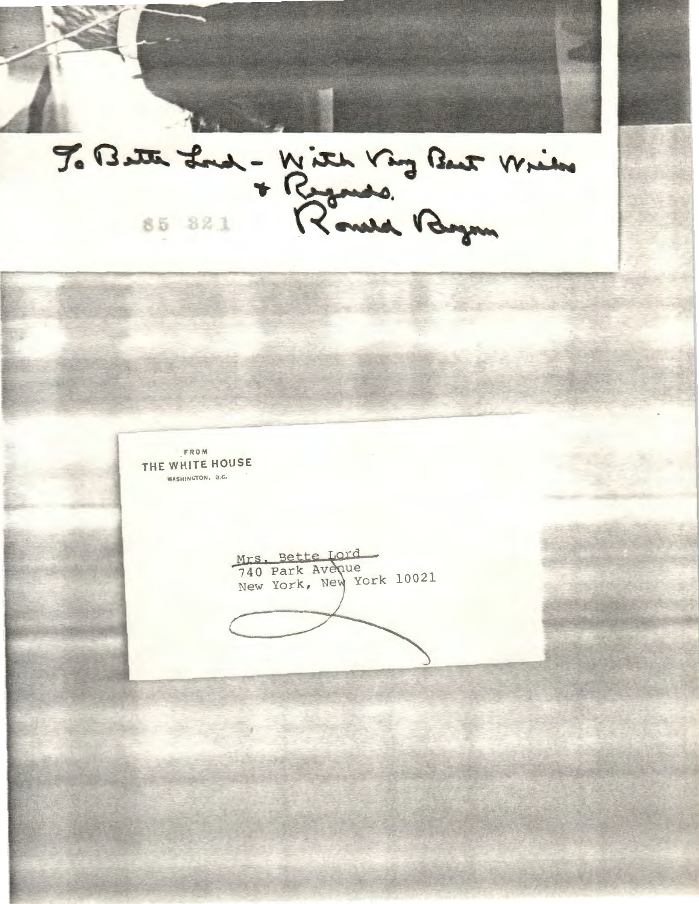To Bette Lord - With Very Best Wishes
& Regards.
Ronald Reagan

85 821

FROM
THE WHITE HOUSE
WASHINGTON, D.C.

Mrs. Bette Lord
740 Park Avenue
New York, New York 10021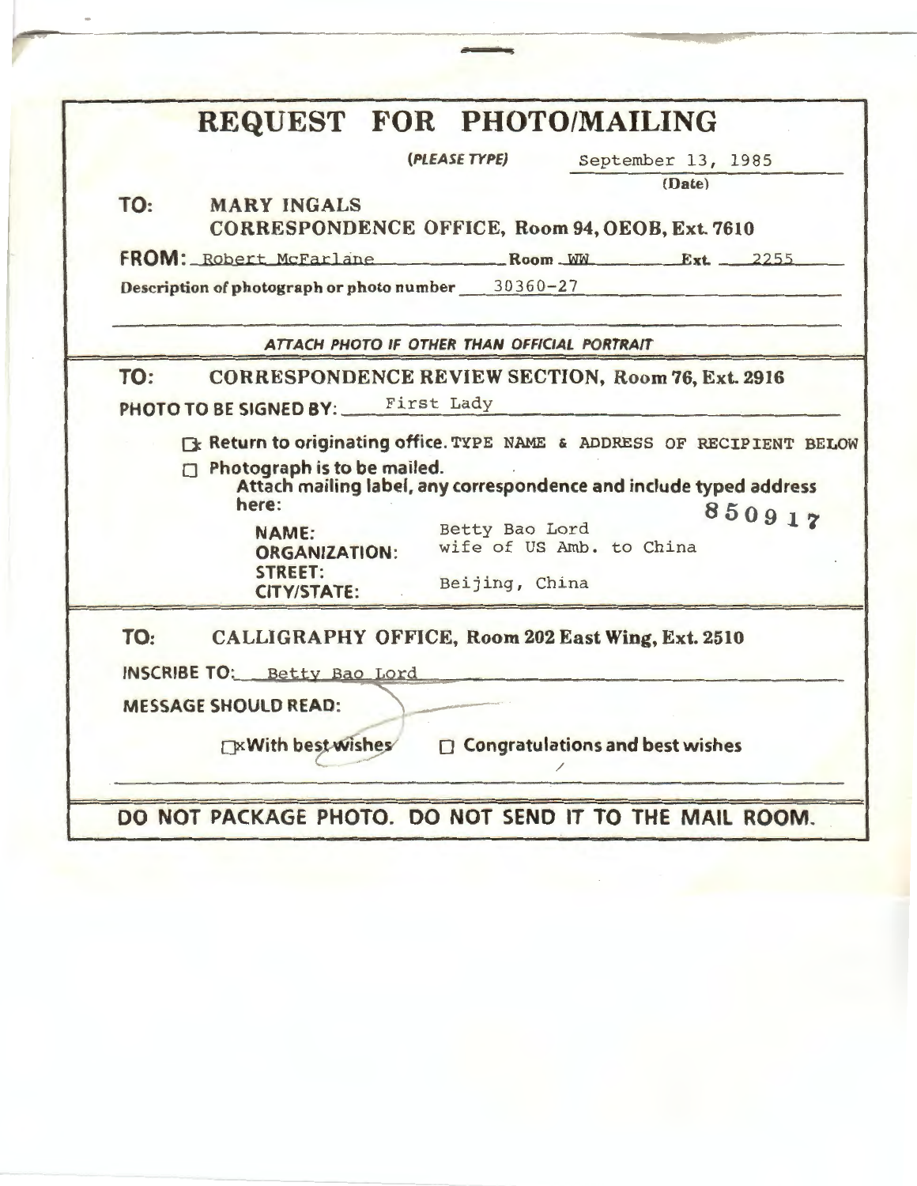# REQUEST FOR PHOTO/MAILING

*(PLEASE TYPE)* September 13, 1985
(Date)

**TO:** MARY INGALS
CORRESPONDENCE OFFICE, Room 94, OEOB, Ext. 7610

**FROM:** Robert McFarlane Room WW Ext. 2255

Description of photograph or photo number 30360-27

*ATTACH PHOTO IF OTHER THAN OFFICIAL PORTRAIT*

**TO:** CORRESPONDENCE REVIEW SECTION, Room 76, Ext. 2916

**PHOTO TO BE SIGNED BY:** First Lady

[x] Return to originating office. TYPE NAME & ADDRESS OF RECIPIENT BELOW

[ ] Photograph is to be mailed.
Attach mailing label, any correspondence and include typed address here:

850917

**NAME:** Betty Bao Lord
**ORGANIZATION:** wife of US Amb. to China
**STREET:**
**CITY/STATE:** Beijing, China

**TO:** CALLIGRAPHY OFFICE, Room 202 East Wing, Ext. 2510

**INSCRIBE TO:** Betty Bao Lord

**MESSAGE SHOULD READ:**

[x] With best wishes [ ] Congratulations and best wishes

**DO NOT PACKAGE PHOTO. DO NOT SEND IT TO THE MAIL ROOM.**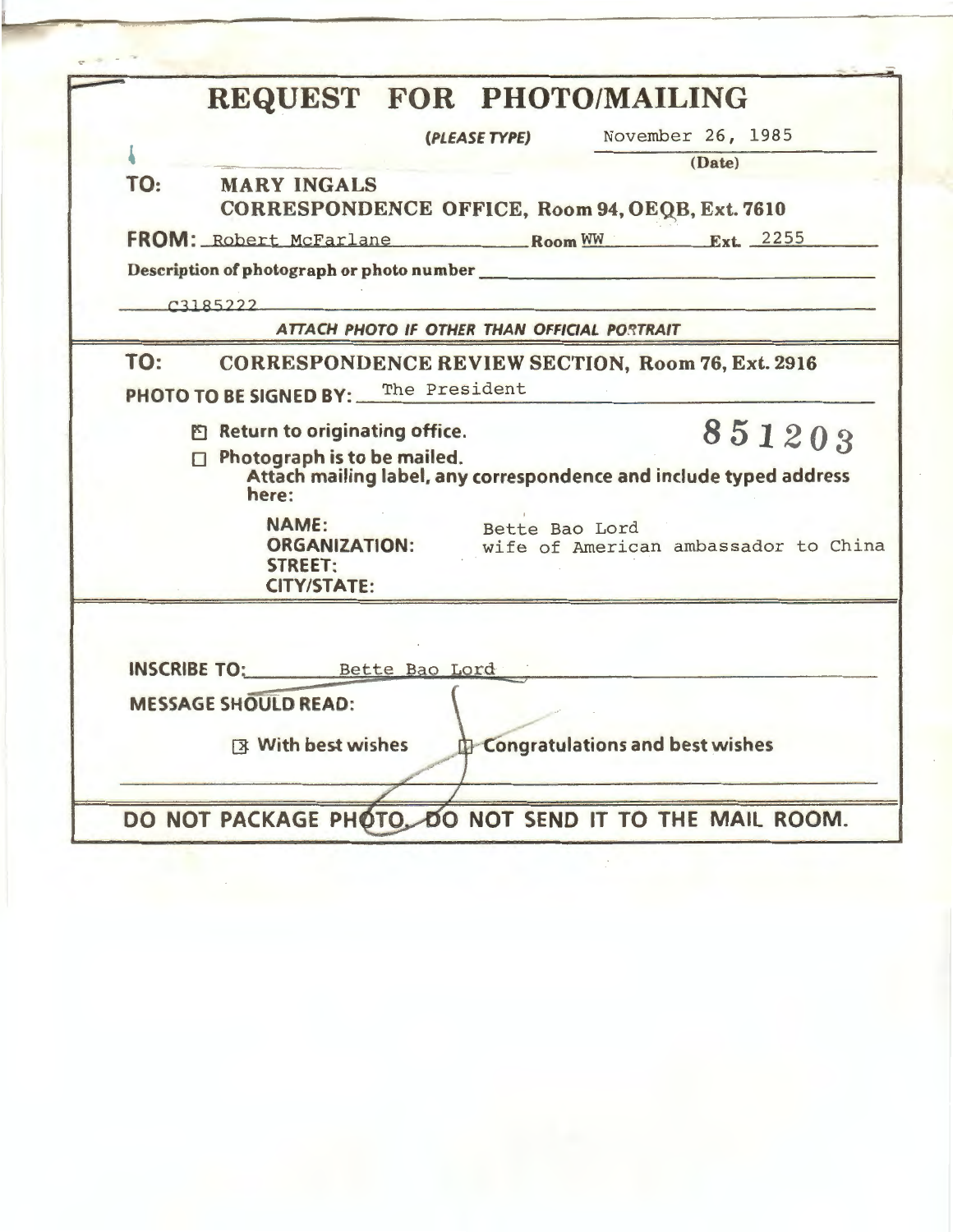# REQUEST FOR PHOTO/MAILING

**(PLEASE TYPE)** November 26, 1985
**(Date)**

**TO:** **MARY INGALS**
**CORRESPONDENCE OFFICE, Room 94, OEOB, Ext. 7610**

**FROM:** Robert McFarlane **Room** WW **Ext.** 2255

**Description of photograph or photo number**

C3185222

***ATTACH PHOTO IF OTHER THAN OFFICIAL PORTRAIT***

---

**TO:** **CORRESPONDENCE REVIEW SECTION, Room 76, Ext. 2916**

**PHOTO TO BE SIGNED BY:** The President

- [x] **Return to originating office.**
- [ ] **Photograph is to be mailed.**
  **Attach mailing label, any correspondence and include typed address here:**

851203

| | |
|---|---|
| **NAME:** | Bette Bao Lord |
| **ORGANIZATION:** | wife of American ambassador to China |
| **STREET:** | |
| **CITY/STATE:** | |

---

**INSCRIBE TO:** Bette Bao Lord

**MESSAGE SHOULD READ:**

- [x] **With best wishes**
- [ ] **Congratulations and best wishes**

---

**DO NOT PACKAGE PHOTO. DO NOT SEND IT TO THE MAIL ROOM.**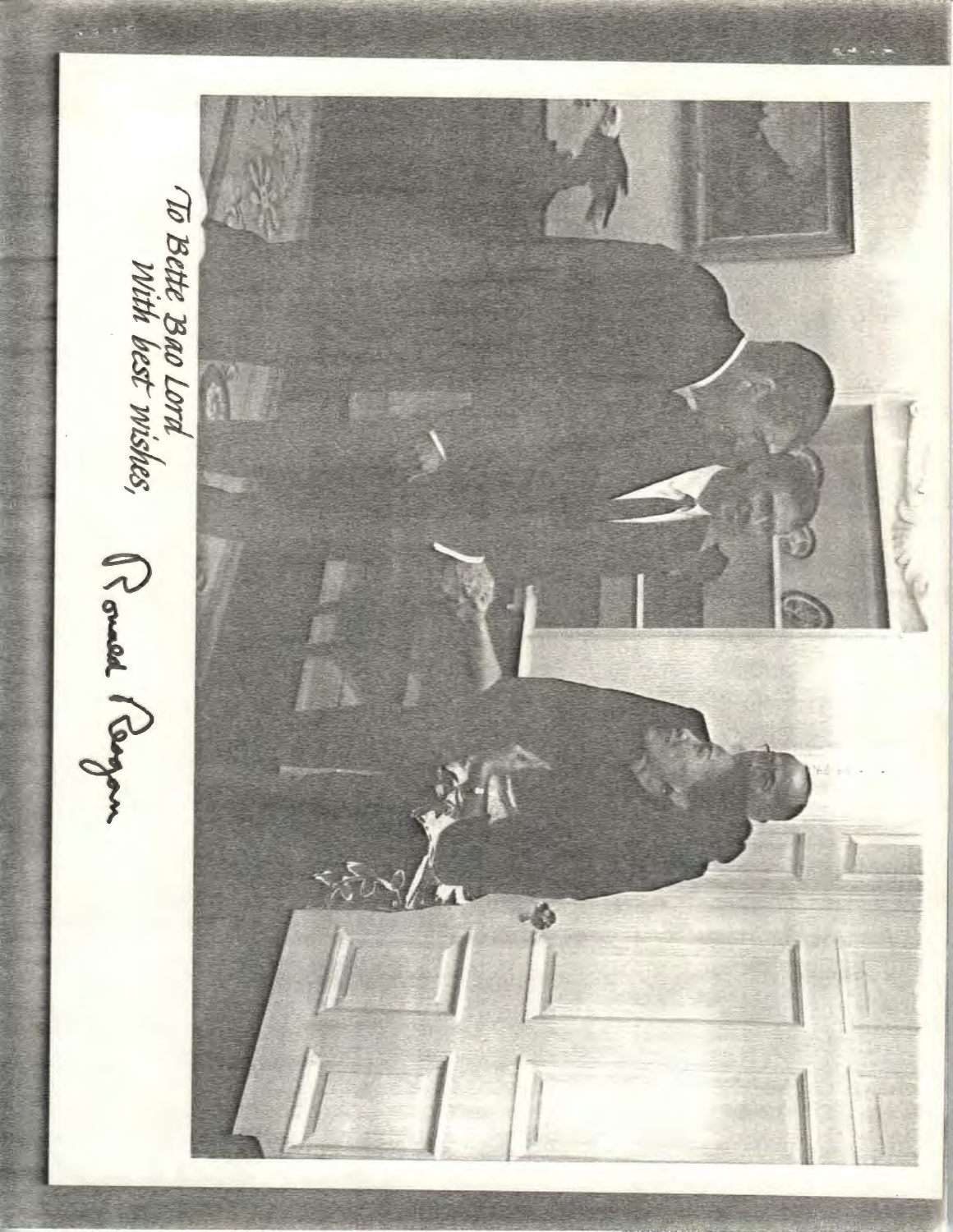To Bette Bao Lord
With best wishes,

Ronald Reagan